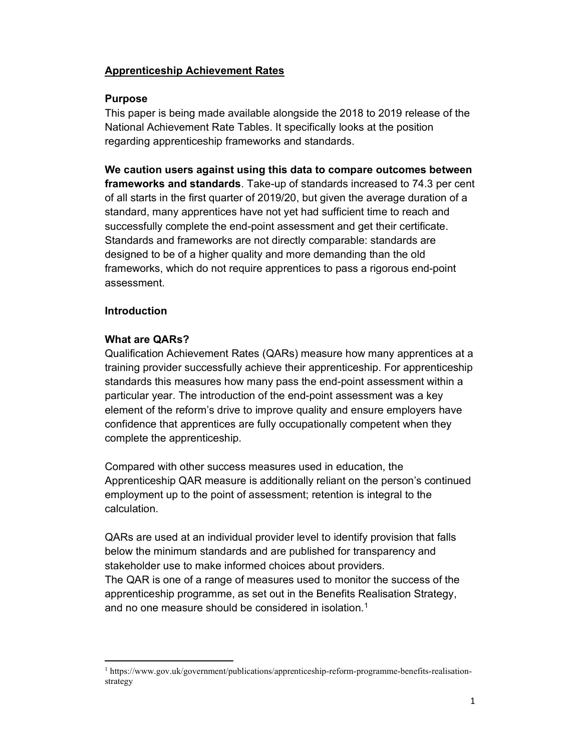# Apprenticeship Achievement Rates

## Purpose

This paper is being made available alongside the 2018 to 2019 release of the National Achievement Rate Tables. It specifically looks at the position regarding apprenticeship frameworks and standards.

**We caution users against using this data to compare outcomes between frameworks and standards**. Take-up of standards increased to 74.3 per cent of all starts in the first quarter of 2019/20, but given the average duration of a standard, many apprentices have not yet had sufficient time to reach and successfully complete the end-point assessment and get their certificate. Standards and frameworks are not directly comparable: standards are designed to be of a higher quality and more demanding than the old frameworks, which do not require apprentices to pass a rigorous end-point assessment.

## Introduction

### What are QARs?

Qualification Achievement Rates (QARs) measure how many apprentices at a training provider successfully achieve their apprenticeship. For apprenticeship standards this measures how many pass the end-point assessment within a particular year. The introduction of the end-point assessment was a key element of the reform's drive to improve quality and ensure employers have confidence that apprentices are fully occupationally competent when they complete the apprenticeship.

Compared with other success measures used in education, the Apprenticeship QAR measure is additionally reliant on the person's continued employment up to the point of assessment; retention is integral to the calculation.

QARs are used at an individual provider level to identify provision that falls below the minimum standards and are published for transparency and stakeholder use to make informed choices about providers.
The QAR is one of a range of measures used to monitor the success of the apprenticeship programme, as set out in the Benefits Realisation Strategy, and no one measure should be considered in isolation.[1]

---

[1] https://www.gov.uk/government/publications/apprenticeship-reform-programme-benefits-realisation-strategy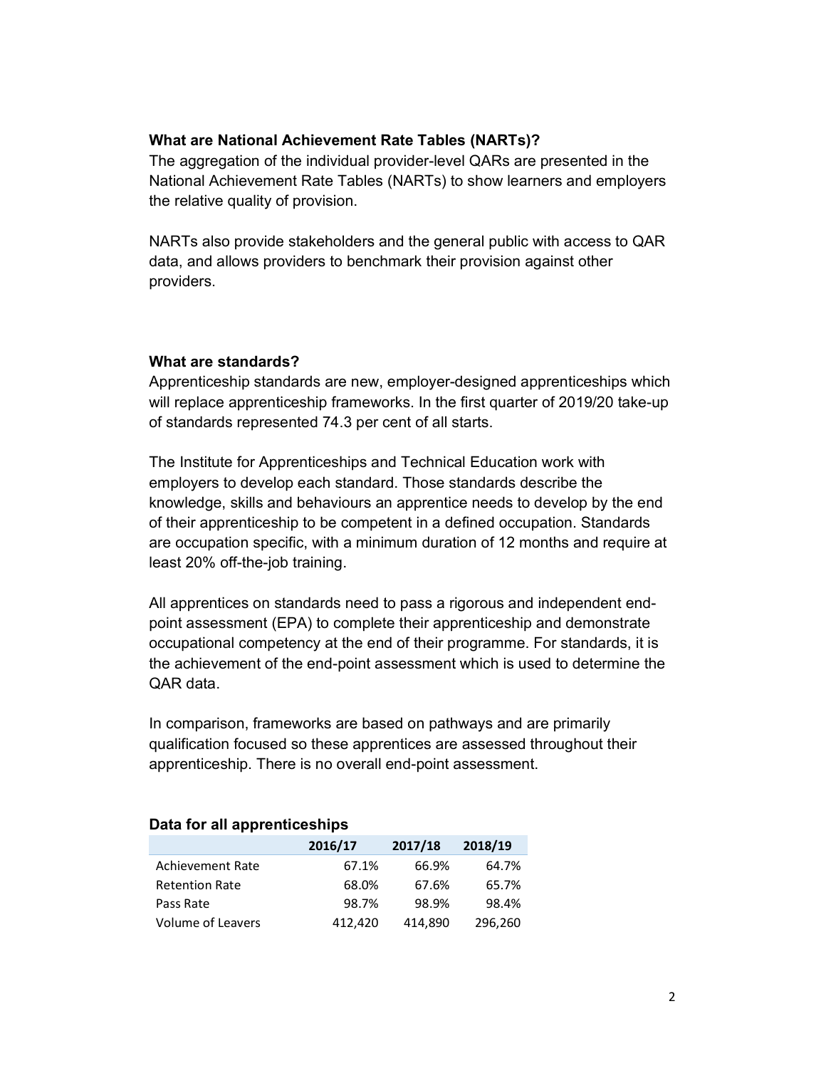**What are National Achievement Rate Tables (NARTs)?**

The aggregation of the individual provider-level QARs are presented in the National Achievement Rate Tables (NARTs) to show learners and employers the relative quality of provision.

NARTs also provide stakeholders and the general public with access to QAR data, and allows providers to benchmark their provision against other providers.

**What are standards?**

Apprenticeship standards are new, employer-designed apprenticeships which will replace apprenticeship frameworks. In the first quarter of 2019/20 take-up of standards represented 74.3 per cent of all starts.

The Institute for Apprenticeships and Technical Education work with employers to develop each standard. Those standards describe the knowledge, skills and behaviours an apprentice needs to develop by the end of their apprenticeship to be competent in a defined occupation. Standards are occupation specific, with a minimum duration of 12 months and require at least 20% off-the-job training.

All apprentices on standards need to pass a rigorous and independent end-point assessment (EPA) to complete their apprenticeship and demonstrate occupational competency at the end of their programme. For standards, it is the achievement of the end-point assessment which is used to determine the QAR data.

In comparison, frameworks are based on pathways and are primarily qualification focused so these apprentices are assessed throughout their apprenticeship. There is no overall end-point assessment.

**Data for all apprenticeships**

| | 2016/17 | 2017/18 | 2018/19 |
|---|---|---|---|
| Achievement Rate | 67.1% | 66.9% | 64.7% |
| Retention Rate | 68.0% | 67.6% | 65.7% |
| Pass Rate | 98.7% | 98.9% | 98.4% |
| Volume of Leavers | 412,420 | 414,890 | 296,260 |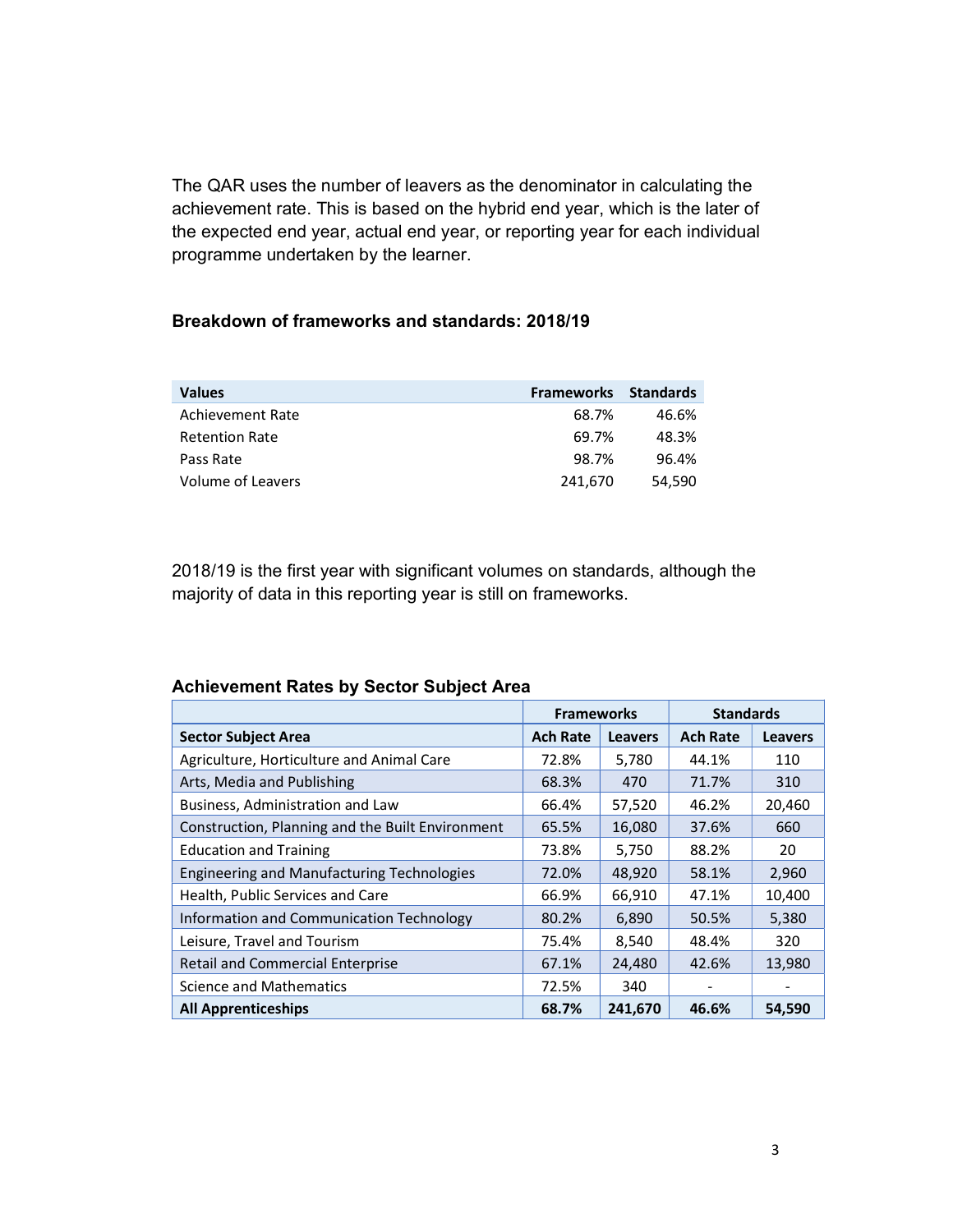The QAR uses the number of leavers as the denominator in calculating the achievement rate. This is based on the hybrid end year, which is the later of the expected end year, actual end year, or reporting year for each individual programme undertaken by the learner.

### Breakdown of frameworks and standards: 2018/19

| Values | Frameworks | Standards |
|---|---|---|
| Achievement Rate | 68.7% | 46.6% |
| Retention Rate | 69.7% | 48.3% |
| Pass Rate | 98.7% | 96.4% |
| Volume of Leavers | 241,670 | 54,590 |

2018/19 is the first year with significant volumes on standards, although the majority of data in this reporting year is still on frameworks.

### Achievement Rates by Sector Subject Area

| | Frameworks | | Standards | |
|---|---|---|---|---|
| **Sector Subject Area** | **Ach Rate** | **Leavers** | **Ach Rate** | **Leavers** |
| Agriculture, Horticulture and Animal Care | 72.8% | 5,780 | 44.1% | 110 |
| Arts, Media and Publishing | 68.3% | 470 | 71.7% | 310 |
| Business, Administration and Law | 66.4% | 57,520 | 46.2% | 20,460 |
| Construction, Planning and the Built Environment | 65.5% | 16,080 | 37.6% | 660 |
| Education and Training | 73.8% | 5,750 | 88.2% | 20 |
| Engineering and Manufacturing Technologies | 72.0% | 48,920 | 58.1% | 2,960 |
| Health, Public Services and Care | 66.9% | 66,910 | 47.1% | 10,400 |
| Information and Communication Technology | 80.2% | 6,890 | 50.5% | 5,380 |
| Leisure, Travel and Tourism | 75.4% | 8,540 | 48.4% | 320 |
| Retail and Commercial Enterprise | 67.1% | 24,480 | 42.6% | 13,980 |
| Science and Mathematics | 72.5% | 340 | - | - |
| **All Apprenticeships** | **68.7%** | **241,670** | **46.6%** | **54,590** |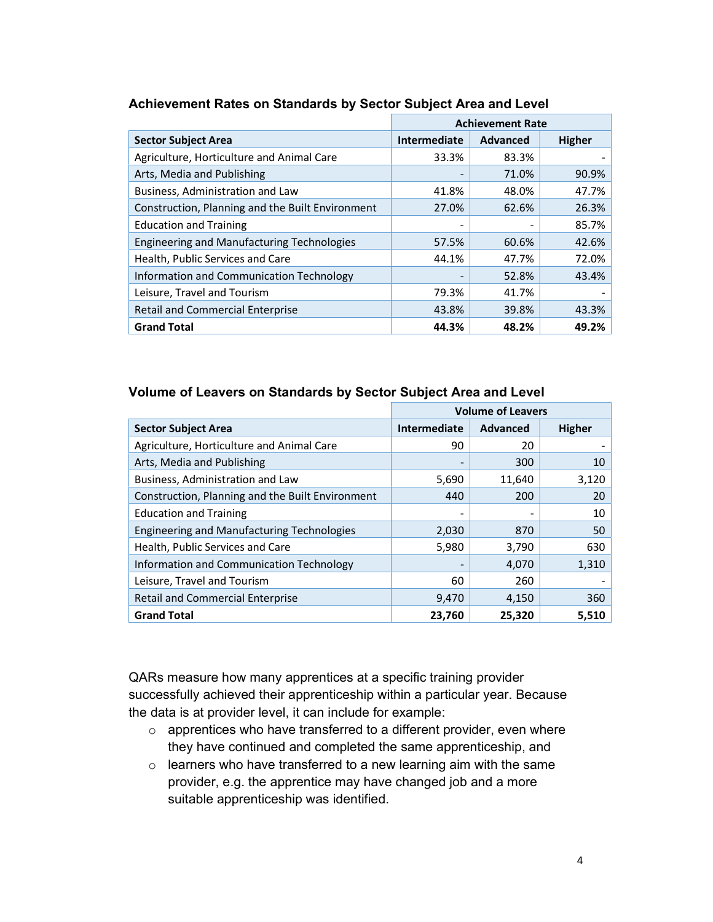### Achievement Rates on Standards by Sector Subject Area and Level

| | Achievement Rate | | |
|---|---|---|---|
| **Sector Subject Area** | **Intermediate** | **Advanced** | **Higher** |
| Agriculture, Horticulture and Animal Care | 33.3% | 83.3% | - |
| Arts, Media and Publishing | - | 71.0% | 90.9% |
| Business, Administration and Law | 41.8% | 48.0% | 47.7% |
| Construction, Planning and the Built Environment | 27.0% | 62.6% | 26.3% |
| Education and Training | - | - | 85.7% |
| Engineering and Manufacturing Technologies | 57.5% | 60.6% | 42.6% |
| Health, Public Services and Care | 44.1% | 47.7% | 72.0% |
| Information and Communication Technology | - | 52.8% | 43.4% |
| Leisure, Travel and Tourism | 79.3% | 41.7% | - |
| Retail and Commercial Enterprise | 43.8% | 39.8% | 43.3% |
| **Grand Total** | **44.3%** | **48.2%** | **49.2%** |

### Volume of Leavers on Standards by Sector Subject Area and Level

| | Volume of Leavers | | |
|---|---|---|---|
| **Sector Subject Area** | **Intermediate** | **Advanced** | **Higher** |
| Agriculture, Horticulture and Animal Care | 90 | 20 | - |
| Arts, Media and Publishing | - | 300 | 10 |
| Business, Administration and Law | 5,690 | 11,640 | 3,120 |
| Construction, Planning and the Built Environment | 440 | 200 | 20 |
| Education and Training | - | - | 10 |
| Engineering and Manufacturing Technologies | 2,030 | 870 | 50 |
| Health, Public Services and Care | 5,980 | 3,790 | 630 |
| Information and Communication Technology | - | 4,070 | 1,310 |
| Leisure, Travel and Tourism | 60 | 260 | - |
| Retail and Commercial Enterprise | 9,470 | 4,150 | 360 |
| **Grand Total** | **23,760** | **25,320** | **5,510** |

QARs measure how many apprentices at a specific training provider successfully achieved their apprenticeship within a particular year. Because the data is at provider level, it can include for example:

- apprentices who have transferred to a different provider, even where they have continued and completed the same apprenticeship, and
- learners who have transferred to a new learning aim with the same provider, e.g. the apprentice may have changed job and a more suitable apprenticeship was identified.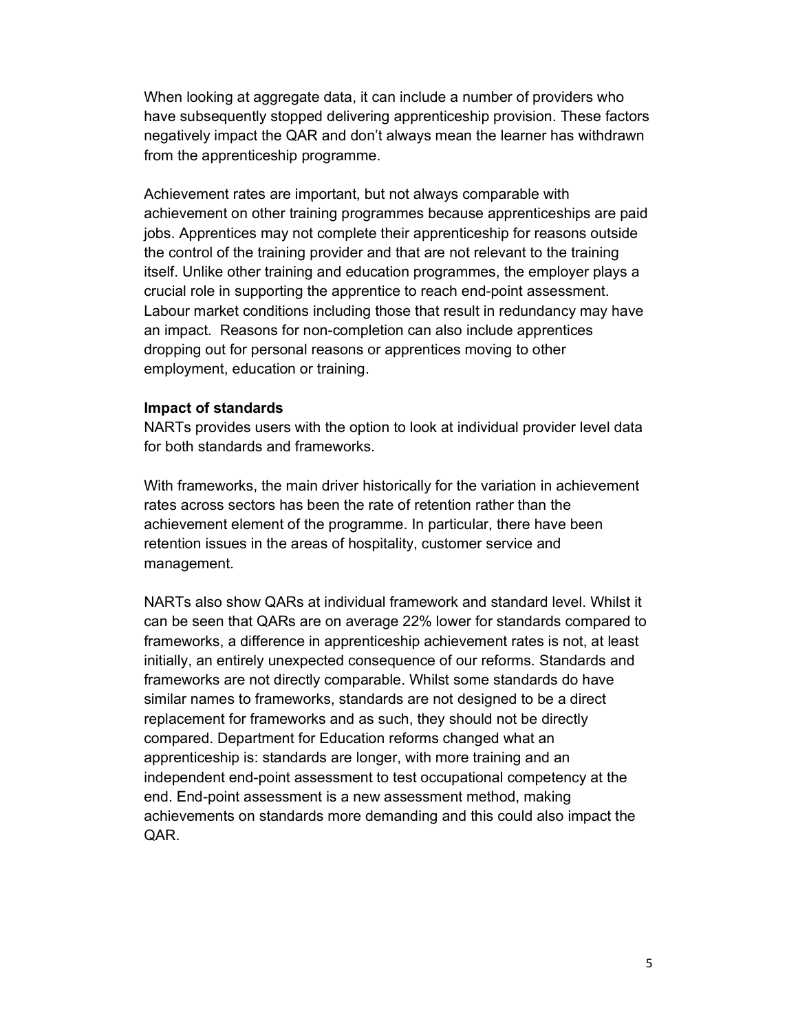When looking at aggregate data, it can include a number of providers who have subsequently stopped delivering apprenticeship provision. These factors negatively impact the QAR and don't always mean the learner has withdrawn from the apprenticeship programme.

Achievement rates are important, but not always comparable with achievement on other training programmes because apprenticeships are paid jobs. Apprentices may not complete their apprenticeship for reasons outside the control of the training provider and that are not relevant to the training itself. Unlike other training and education programmes, the employer plays a crucial role in supporting the apprentice to reach end-point assessment. Labour market conditions including those that result in redundancy may have an impact. Reasons for non-completion can also include apprentices dropping out for personal reasons or apprentices moving to other employment, education or training.

**Impact of standards**

NARTs provides users with the option to look at individual provider level data for both standards and frameworks.

With frameworks, the main driver historically for the variation in achievement rates across sectors has been the rate of retention rather than the achievement element of the programme. In particular, there have been retention issues in the areas of hospitality, customer service and management.

NARTs also show QARs at individual framework and standard level. Whilst it can be seen that QARs are on average 22% lower for standards compared to frameworks, a difference in apprenticeship achievement rates is not, at least initially, an entirely unexpected consequence of our reforms. Standards and frameworks are not directly comparable. Whilst some standards do have similar names to frameworks, standards are not designed to be a direct replacement for frameworks and as such, they should not be directly compared. Department for Education reforms changed what an apprenticeship is: standards are longer, with more training and an independent end-point assessment to test occupational competency at the end. End-point assessment is a new assessment method, making achievements on standards more demanding and this could also impact the QAR.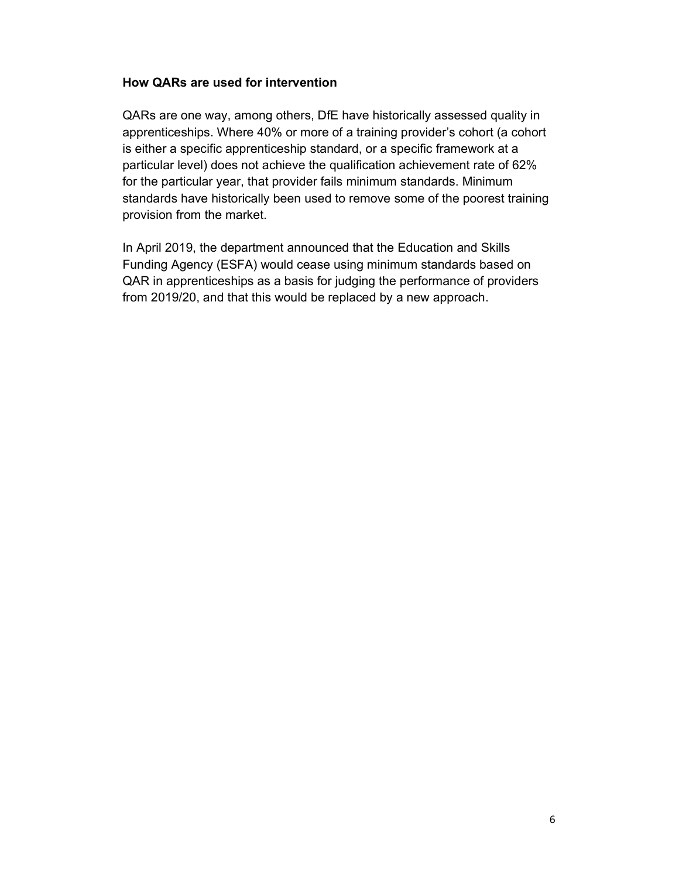**How QARs are used for intervention**

QARs are one way, among others, DfE have historically assessed quality in apprenticeships. Where 40% or more of a training provider's cohort (a cohort is either a specific apprenticeship standard, or a specific framework at a particular level) does not achieve the qualification achievement rate of 62% for the particular year, that provider fails minimum standards. Minimum standards have historically been used to remove some of the poorest training provision from the market.

In April 2019, the department announced that the Education and Skills Funding Agency (ESFA) would cease using minimum standards based on QAR in apprenticeships as a basis for judging the performance of providers from 2019/20, and that this would be replaced by a new approach.